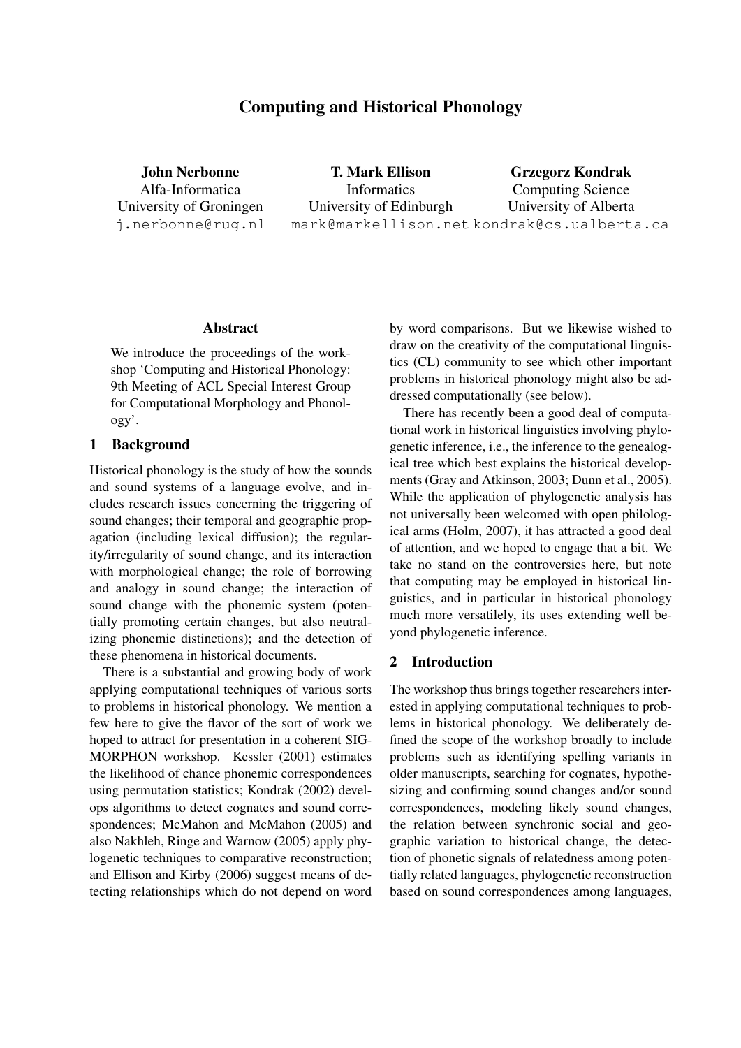# Computing and Historical Phonology

**John Nerbonne**
Alfa-Informatica
University of Groningen
j.nerbonne@rug.nl

**T. Mark Ellison**
Informatics
University of Edinburgh
mark@markellison.net

**Grzegorz Kondrak**
Computing Science
University of Alberta
kondrak@cs.ualberta.ca

## Abstract

We introduce the proceedings of the workshop 'Computing and Historical Phonology: 9th Meeting of ACL Special Interest Group for Computational Morphology and Phonology'.

## 1 Background

Historical phonology is the study of how the sounds and sound systems of a language evolve, and includes research issues concerning the triggering of sound changes; their temporal and geographic propagation (including lexical diffusion); the regularity/irregularity of sound change, and its interaction with morphological change; the role of borrowing and analogy in sound change; the interaction of sound change with the phonemic system (potentially promoting certain changes, but also neutralizing phonemic distinctions); and the detection of these phenomena in historical documents.

There is a substantial and growing body of work applying computational techniques of various sorts to problems in historical phonology. We mention a few here to give the flavor of the sort of work we hoped to attract for presentation in a coherent SIGMORPHON workshop. Kessler (2001) estimates the likelihood of chance phonemic correspondences using permutation statistics; Kondrak (2002) develops algorithms to detect cognates and sound correspondences; McMahon and McMahon (2005) and also Nakhleh, Ringe and Warnow (2005) apply phylogenetic techniques to comparative reconstruction; and Ellison and Kirby (2006) suggest means of detecting relationships which do not depend on word by word comparisons. But we likewise wished to draw on the creativity of the computational linguistics (CL) community to see which other important problems in historical phonology might also be addressed computationally (see below).

There has recently been a good deal of computational work in historical linguistics involving phylogenetic inference, i.e., the inference to the genealogical tree which best explains the historical developments (Gray and Atkinson, 2003; Dunn et al., 2005). While the application of phylogenetic analysis has not universally been welcomed with open philological arms (Holm, 2007), it has attracted a good deal of attention, and we hoped to engage that a bit. We take no stand on the controversies here, but note that computing may be employed in historical linguistics, and in particular in historical phonology much more versatilely, its uses extending well beyond phylogenetic inference.

## 2 Introduction

The workshop thus brings together researchers interested in applying computational techniques to problems in historical phonology. We deliberately defined the scope of the workshop broadly to include problems such as identifying spelling variants in older manuscripts, searching for cognates, hypothesizing and confirming sound changes and/or sound correspondences, modeling likely sound changes, the relation between synchronic social and geographic variation to historical change, the detection of phonetic signals of relatedness among potentially related languages, phylogenetic reconstruction based on sound correspondences among languages,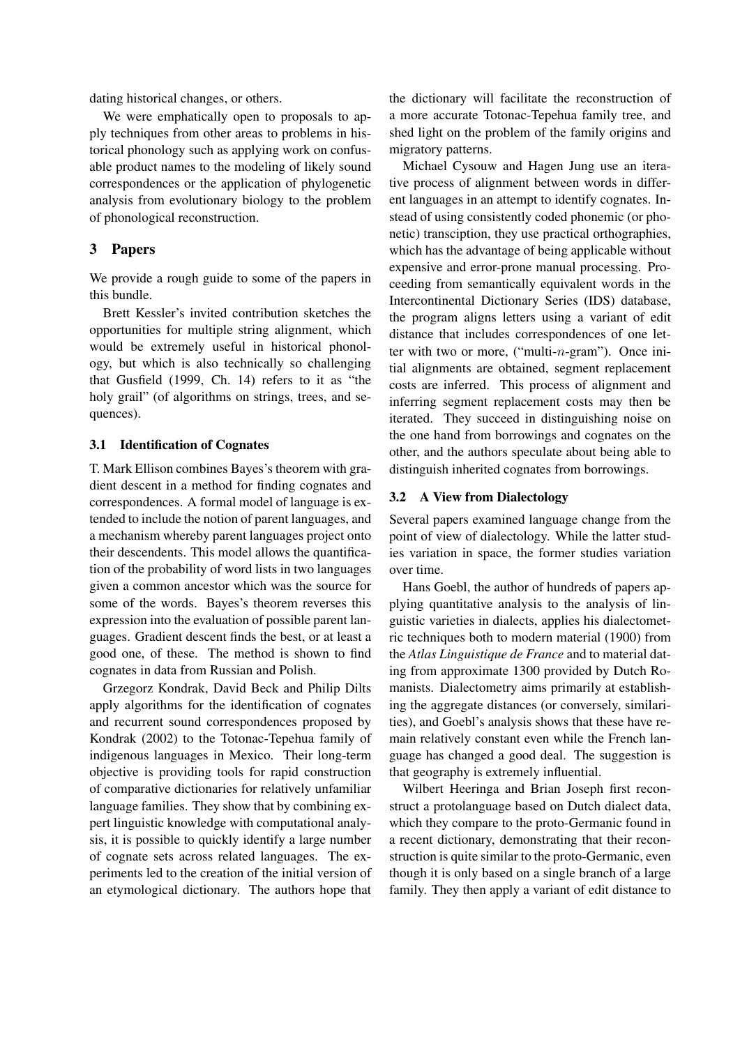dating historical changes, or others.

We were emphatically open to proposals to apply techniques from other areas to problems in historical phonology such as applying work on confusable product names to the modeling of likely sound correspondences or the application of phylogenetic analysis from evolutionary biology to the problem of phonological reconstruction.

## 3 Papers

We provide a rough guide to some of the papers in this bundle.

Brett Kessler's invited contribution sketches the opportunities for multiple string alignment, which would be extremely useful in historical phonology, but which is also technically so challenging that Gusfield (1999, Ch. 14) refers to it as "the holy grail" (of algorithms on strings, trees, and sequences).

### 3.1 Identification of Cognates

T. Mark Ellison combines Bayes's theorem with gradient descent in a method for finding cognates and correspondences. A formal model of language is extended to include the notion of parent languages, and a mechanism whereby parent languages project onto their descendents. This model allows the quantification of the probability of word lists in two languages given a common ancestor which was the source for some of the words. Bayes's theorem reverses this expression into the evaluation of possible parent languages. Gradient descent finds the best, or at least a good one, of these. The method is shown to find cognates in data from Russian and Polish.

Grzegorz Kondrak, David Beck and Philip Dilts apply algorithms for the identification of cognates and recurrent sound correspondences proposed by Kondrak (2002) to the Totonac-Tepehua family of indigenous languages in Mexico. Their long-term objective is providing tools for rapid construction of comparative dictionaries for relatively unfamiliar language families. They show that by combining expert linguistic knowledge with computational analysis, it is possible to quickly identify a large number of cognate sets across related languages. The experiments led to the creation of the initial version of an etymological dictionary. The authors hope that the dictionary will facilitate the reconstruction of a more accurate Totonac-Tepehua family tree, and shed light on the problem of the family origins and migratory patterns.

Michael Cysouw and Hagen Jung use an iterative process of alignment between words in different languages in an attempt to identify cognates. Instead of using consistently coded phonemic (or phonetic) transciption, they use practical orthographies, which has the advantage of being applicable without expensive and error-prone manual processing. Proceeding from semantically equivalent words in the Intercontinental Dictionary Series (IDS) database, the program aligns letters using a variant of edit distance that includes correspondences of one letter with two or more, ("multi-$n$-gram"). Once initial alignments are obtained, segment replacement costs are inferred. This process of alignment and inferring segment replacement costs may then be iterated. They succeed in distinguishing noise on the one hand from borrowings and cognates on the other, and the authors speculate about being able to distinguish inherited cognates from borrowings.

### 3.2 A View from Dialectology

Several papers examined language change from the point of view of dialectology. While the latter studies variation in space, the former studies variation over time.

Hans Goebl, the author of hundreds of papers applying quantitative analysis to the analysis of linguistic varieties in dialects, applies his dialectometric techniques both to modern material (1900) from the *Atlas Linguistique de France* and to material dating from approximate 1300 provided by Dutch Romanists. Dialectometry aims primarily at establishing the aggregate distances (or conversely, similarities), and Goebl's analysis shows that these have remain relatively constant even while the French language has changed a good deal. The suggestion is that geography is extremely influential.

Wilbert Heeringa and Brian Joseph first reconstruct a protolanguage based on Dutch dialect data, which they compare to the proto-Germanic found in a recent dictionary, demonstrating that their reconstruction is quite similar to the proto-Germanic, even though it is only based on a single branch of a large family. They then apply a variant of edit distance to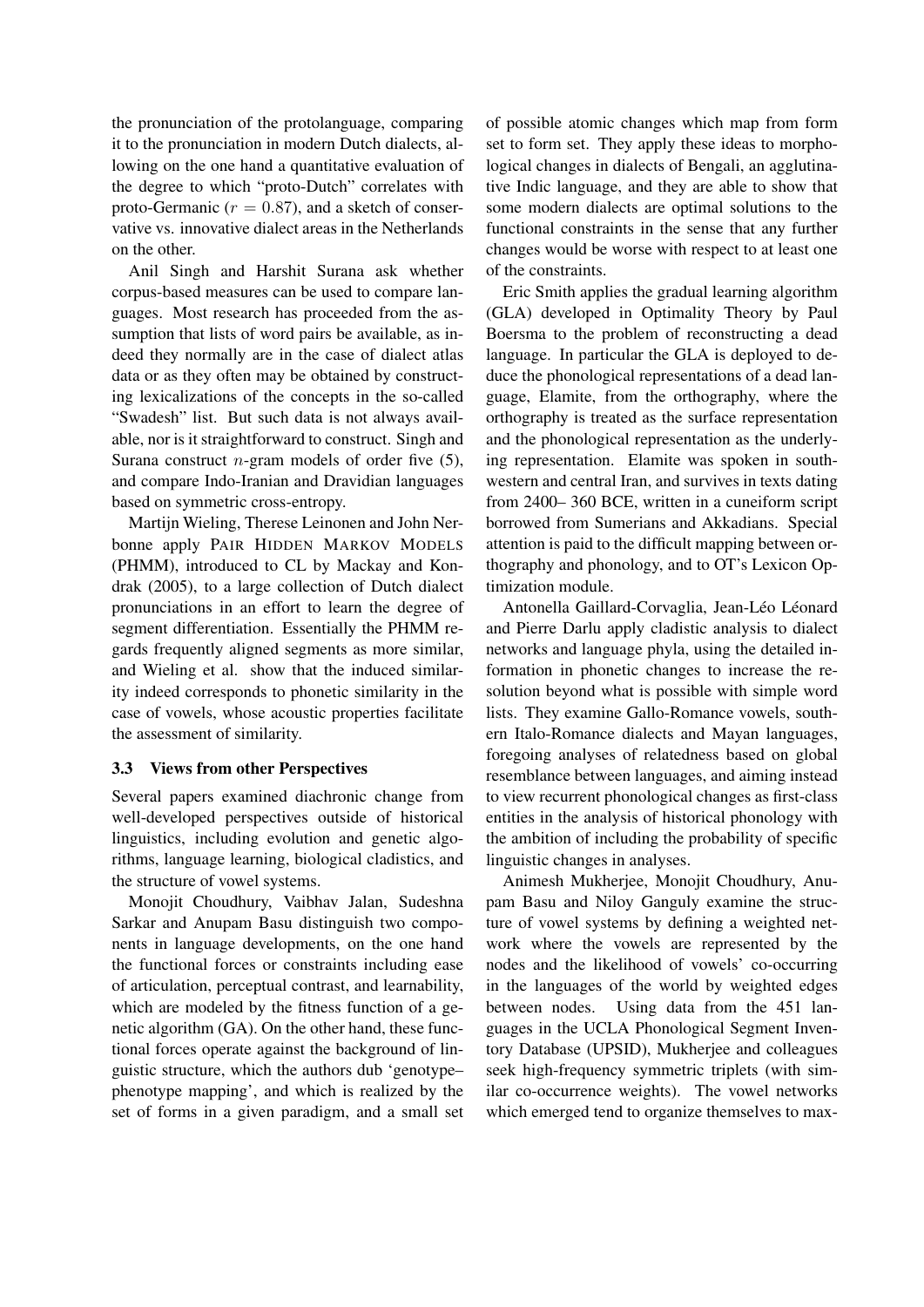the pronunciation of the protolanguage, comparing it to the pronunciation in modern Dutch dialects, allowing on the one hand a quantitative evaluation of the degree to which "proto-Dutch" correlates with proto-Germanic ($r = 0.87$), and a sketch of conservative vs. innovative dialect areas in the Netherlands on the other.

Anil Singh and Harshit Surana ask whether corpus-based measures can be used to compare languages. Most research has proceeded from the assumption that lists of word pairs be available, as indeed they normally are in the case of dialect atlas data or as they often may be obtained by constructing lexicalizations of the concepts in the so-called "Swadesh" list. But such data is not always available, nor is it straightforward to construct. Singh and Surana construct $n$-gram models of order five (5), and compare Indo-Iranian and Dravidian languages based on symmetric cross-entropy.

Martijn Wieling, Therese Leinonen and John Nerbonne apply PAIR HIDDEN MARKOV MODELS (PHMM), introduced to CL by Mackay and Kondrak (2005), to a large collection of Dutch dialect pronunciations in an effort to learn the degree of segment differentiation. Essentially the PHMM regards frequently aligned segments as more similar, and Wieling et al. show that the induced similarity indeed corresponds to phonetic similarity in the case of vowels, whose acoustic properties facilitate the assessment of similarity.

### 3.3 Views from other Perspectives

Several papers examined diachronic change from well-developed perspectives outside of historical linguistics, including evolution and genetic algorithms, language learning, biological cladistics, and the structure of vowel systems.

Monojit Choudhury, Vaibhav Jalan, Sudeshna Sarkar and Anupam Basu distinguish two components in language developments, on the one hand the functional forces or constraints including ease of articulation, perceptual contrast, and learnability, which are modeled by the fitness function of a genetic algorithm (GA). On the other hand, these functional forces operate against the background of linguistic structure, which the authors dub 'genotype–phenotype mapping', and which is realized by the set of forms in a given paradigm, and a small set of possible atomic changes which map from form set to form set. They apply these ideas to morphological changes in dialects of Bengali, an agglutinative Indic language, and they are able to show that some modern dialects are optimal solutions to the functional constraints in the sense that any further changes would be worse with respect to at least one of the constraints.

Eric Smith applies the gradual learning algorithm (GLA) developed in Optimality Theory by Paul Boersma to the problem of reconstructing a dead language. In particular the GLA is deployed to deduce the phonological representations of a dead language, Elamite, from the orthography, where the orthography is treated as the surface representation and the phonological representation as the underlying representation. Elamite was spoken in southwestern and central Iran, and survives in texts dating from 2400– 360 BCE, written in a cuneiform script borrowed from Sumerians and Akkadians. Special attention is paid to the difficult mapping between orthography and phonology, and to OT's Lexicon Optimization module.

Antonella Gaillard-Corvaglia, Jean-Léo Léonard and Pierre Darlu apply cladistic analysis to dialect networks and language phyla, using the detailed information in phonetic changes to increase the resolution beyond what is possible with simple word lists. They examine Gallo-Romance vowels, southern Italo-Romance dialects and Mayan languages, foregoing analyses of relatedness based on global resemblance between languages, and aiming instead to view recurrent phonological changes as first-class entities in the analysis of historical phonology with the ambition of including the probability of specific linguistic changes in analyses.

Animesh Mukherjee, Monojit Choudhury, Anupam Basu and Niloy Ganguly examine the structure of vowel systems by defining a weighted network where the vowels are represented by the nodes and the likelihood of vowels' co-occurring in the languages of the world by weighted edges between nodes. Using data from the 451 languages in the UCLA Phonological Segment Inventory Database (UPSID), Mukherjee and colleagues seek high-frequency symmetric triplets (with similar co-occurrence weights). The vowel networks which emerged tend to organize themselves to max-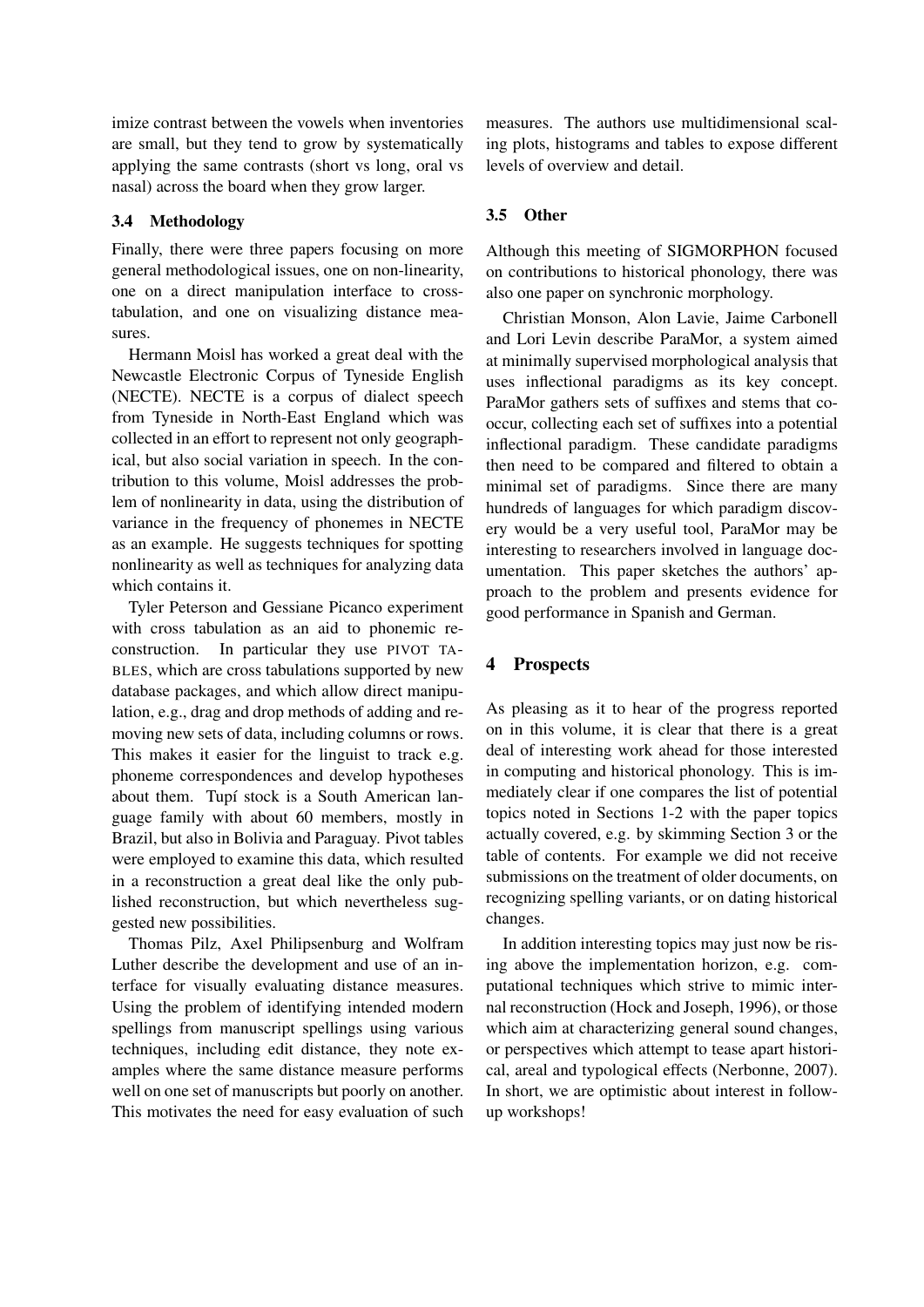imize contrast between the vowels when inventories are small, but they tend to grow by systematically applying the same contrasts (short vs long, oral vs nasal) across the board when they grow larger.

### 3.4 Methodology

Finally, there were three papers focusing on more general methodological issues, one on non-linearity, one on a direct manipulation interface to cross-tabulation, and one on visualizing distance measures.

Hermann Moisl has worked a great deal with the Newcastle Electronic Corpus of Tyneside English (NECTE). NECTE is a corpus of dialect speech from Tyneside in North-East England which was collected in an effort to represent not only geographical, but also social variation in speech. In the contribution to this volume, Moisl addresses the problem of nonlinearity in data, using the distribution of variance in the frequency of phonemes in NECTE as an example. He suggests techniques for spotting nonlinearity as well as techniques for analyzing data which contains it.

Tyler Peterson and Gessiane Picanco experiment with cross tabulation as an aid to phonemic reconstruction. In particular they use PIVOT TABLES, which are cross tabulations supported by new database packages, and which allow direct manipulation, e.g., drag and drop methods of adding and removing new sets of data, including columns or rows. This makes it easier for the linguist to track e.g. phoneme correspondences and develop hypotheses about them. Tupí stock is a South American language family with about 60 members, mostly in Brazil, but also in Bolivia and Paraguay. Pivot tables were employed to examine this data, which resulted in a reconstruction a great deal like the only published reconstruction, but which nevertheless suggested new possibilities.

Thomas Pilz, Axel Philipsenburg and Wolfram Luther describe the development and use of an interface for visually evaluating distance measures. Using the problem of identifying intended modern spellings from manuscript spellings using various techniques, including edit distance, they note examples where the same distance measure performs well on one set of manuscripts but poorly on another. This motivates the need for easy evaluation of such measures. The authors use multidimensional scaling plots, histograms and tables to expose different levels of overview and detail.

### 3.5 Other

Although this meeting of SIGMORPHON focused on contributions to historical phonology, there was also one paper on synchronic morphology.

Christian Monson, Alon Lavie, Jaime Carbonell and Lori Levin describe ParaMor, a system aimed at minimally supervised morphological analysis that uses inflectional paradigms as its key concept. ParaMor gathers sets of suffixes and stems that co-occur, collecting each set of suffixes into a potential inflectional paradigm. These candidate paradigms then need to be compared and filtered to obtain a minimal set of paradigms. Since there are many hundreds of languages for which paradigm discovery would be a very useful tool, ParaMor may be interesting to researchers involved in language documentation. This paper sketches the authors' approach to the problem and presents evidence for good performance in Spanish and German.

## 4 Prospects

As pleasing as it to hear of the progress reported on in this volume, it is clear that there is a great deal of interesting work ahead for those interested in computing and historical phonology. This is immediately clear if one compares the list of potential topics noted in Sections 1-2 with the paper topics actually covered, e.g. by skimming Section 3 or the table of contents. For example we did not receive submissions on the treatment of older documents, on recognizing spelling variants, or on dating historical changes.

In addition interesting topics may just now be rising above the implementation horizon, e.g. computational techniques which strive to mimic internal reconstruction (Hock and Joseph, 1996), or those which aim at characterizing general sound changes, or perspectives which attempt to tease apart historical, areal and typological effects (Nerbonne, 2007). In short, we are optimistic about interest in follow-up workshops!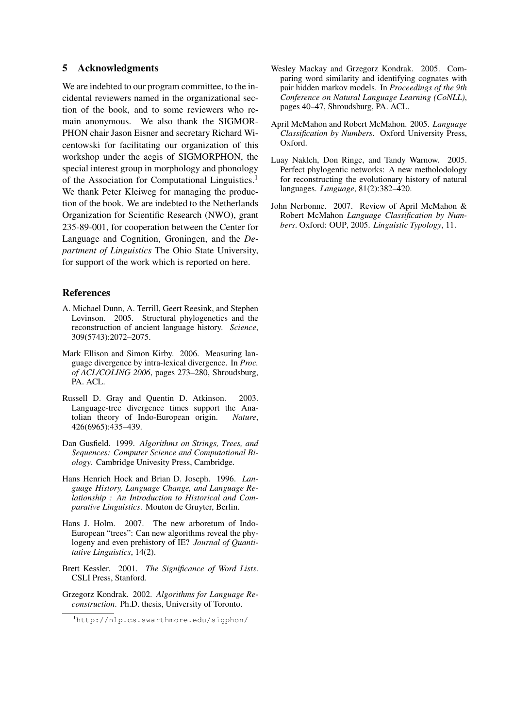## 5 Acknowledgments

We are indebted to our program committee, to the incidental reviewers named in the organizational section of the book, and to some reviewers who remain anonymous. We also thank the SIGMORPHON chair Jason Eisner and secretary Richard Wicentowski for facilitating our organization of this workshop under the aegis of SIGMORPHON, the special interest group in morphology and phonology of the Association for Computational Linguistics.[1] We thank Peter Kleiweg for managing the production of the book. We are indebted to the Netherlands Organization for Scientific Research (NWO), grant 235-89-001, for cooperation between the Center for Language and Cognition, Groningen, and the *Department of Linguistics* The Ohio State University, for support of the work which is reported on here.

## References

A. Michael Dunn, A. Terrill, Geert Reesink, and Stephen Levinson. 2005. Structural phylogenetics and the reconstruction of ancient language history. *Science*, 309(5743):2072–2075.

Mark Ellison and Simon Kirby. 2006. Measuring language divergence by intra-lexical divergence. In *Proc. of ACL/COLING 2006*, pages 273–280, Shroudsburg, PA. ACL.

Russell D. Gray and Quentin D. Atkinson. 2003. Language-tree divergence times support the Anatolian theory of Indo-European origin. *Nature*, 426(6965):435–439.

Dan Gusfield. 1999. *Algorithms on Strings, Trees, and Sequences: Computer Science and Computational Biology*. Cambridge Univesity Press, Cambridge.

Hans Henrich Hock and Brian D. Joseph. 1996. *Language History, Language Change, and Language Relationship : An Introduction to Historical and Comparative Linguistics*. Mouton de Gruyter, Berlin.

Hans J. Holm. 2007. The new arboretum of Indo-European "trees": Can new algorithms reveal the phylogeny and even prehistory of IE? *Journal of Quantitative Linguistics*, 14(2).

Brett Kessler. 2001. *The Significance of Word Lists*. CSLI Press, Stanford.

Grzegorz Kondrak. 2002. *Algorithms for Language Reconstruction*. Ph.D. thesis, University of Toronto.

Wesley Mackay and Grzegorz Kondrak. 2005. Comparing word similarity and identifying cognates with pair hidden markov models. In *Proceedings of the 9th Conference on Natural Language Learning (CoNLL)*, pages 40–47, Shroudsburg, PA. ACL.

April McMahon and Robert McMahon. 2005. *Language Classification by Numbers*. Oxford University Press, Oxford.

Luay Nakleh, Don Ringe, and Tandy Warnow. 2005. Perfect phylogentic networks: A new metholodology for reconstructing the evolutionary history of natural languages. *Language*, 81(2):382–420.

John Nerbonne. 2007. Review of April McMahon & Robert McMahon *Language Classification by Numbers*. Oxford: OUP, 2005. *Linguistic Typology*, 11.

[1] http://nlp.cs.swarthmore.edu/sigphon/